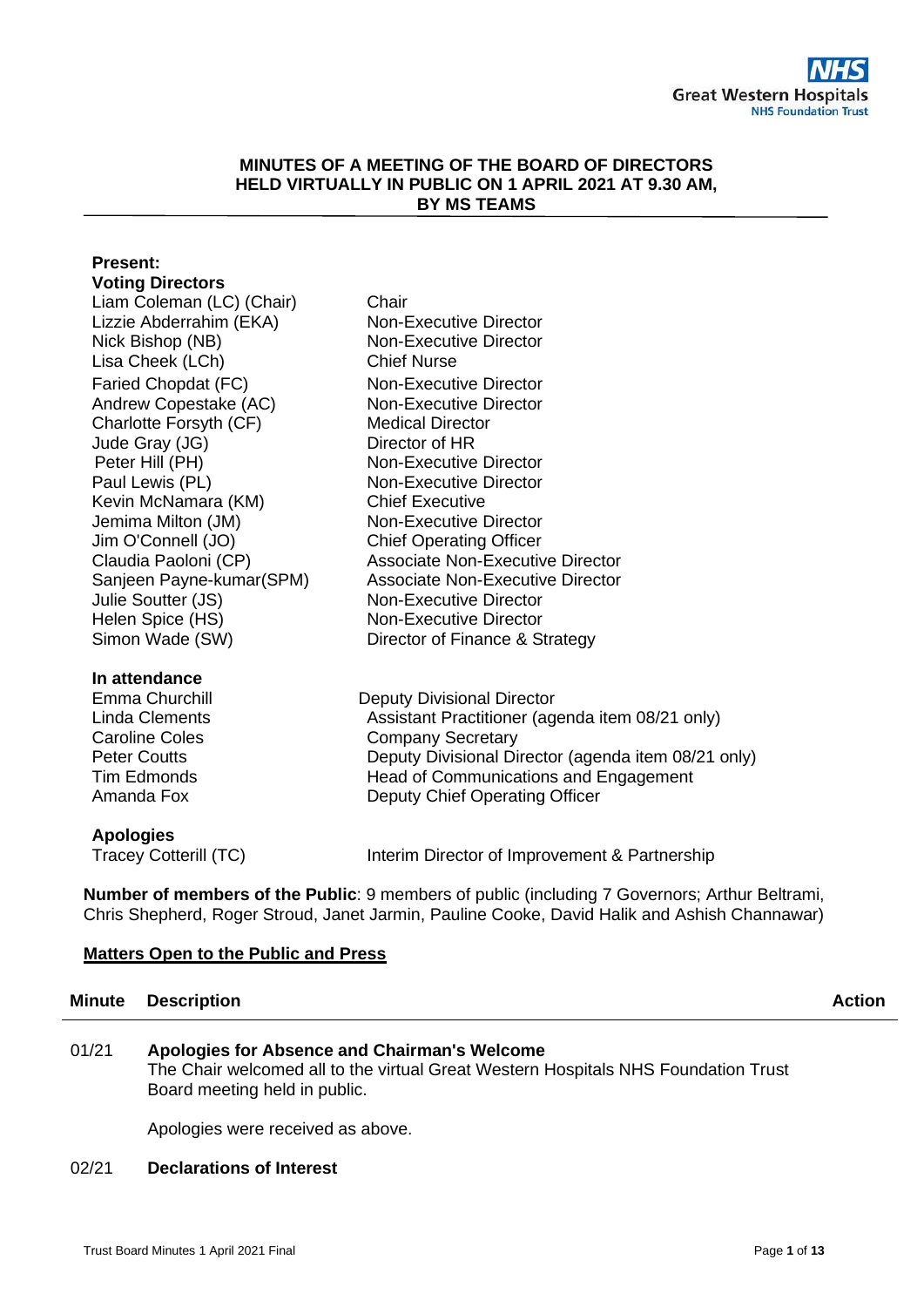NHS
Great Western Hospitals
NHS Foundation Trust

**MINUTES OF A MEETING OF THE BOARD OF DIRECTORS HELD VIRTUALLY IN PUBLIC ON 1 APRIL 2021 AT 9.30 AM, BY MS TEAMS**

**Present:**

**Voting Directors**

| | |
|---|---|
| Liam Coleman (LC) (Chair) | Chair |
| Lizzie Abderrahim (EKA) | Non-Executive Director |
| Nick Bishop (NB) | Non-Executive Director |
| Lisa Cheek (LCh) | Chief Nurse |
| Faried Chopdat (FC) | Non-Executive Director |
| Andrew Copestake (AC) | Non-Executive Director |
| Charlotte Forsyth (CF) | Medical Director |
| Jude Gray (JG) | Director of HR |
| Peter Hill (PH) | Non-Executive Director |
| Paul Lewis (PL) | Non-Executive Director |
| Kevin McNamara (KM) | Chief Executive |
| Jemima Milton (JM) | Non-Executive Director |
| Jim O'Connell (JO) | Chief Operating Officer |
| Claudia Paoloni (CP) | Associate Non-Executive Director |
| Sanjeen Payne-kumar(SPM) | Associate Non-Executive Director |
| Julie Soutter (JS) | Non-Executive Director |
| Helen Spice (HS) | Non-Executive Director |
| Simon Wade (SW) | Director of Finance & Strategy |

**In attendance**

| | |
|---|---|
| Emma Churchill | Deputy Divisional Director |
| Linda Clements | Assistant Practitioner (agenda item 08/21 only) |
| Caroline Coles | Company Secretary |
| Peter Coutts | Deputy Divisional Director (agenda item 08/21 only) |
| Tim Edmonds | Head of Communications and Engagement |
| Amanda Fox | Deputy Chief Operating Officer |

**Apologies**

| | |
|---|---|
| Tracey Cotterill (TC) | Interim Director of Improvement & Partnership |

**Number of members of the Public**: 9 members of public (including 7 Governors; Arthur Beltrami, Chris Shepherd, Roger Stroud, Janet Jarmin, Pauline Cooke, David Halik and Ashish Channawar)

**Matters Open to the Public and Press**

| Minute | Description | Action |
|---|---|---|
| 01/21 | **Apologies for Absence and Chairman's Welcome**<br>The Chair welcomed all to the virtual Great Western Hospitals NHS Foundation Trust Board meeting held in public.<br><br>Apologies were received as above. | |
| 02/21 | **Declarations of Interest** | |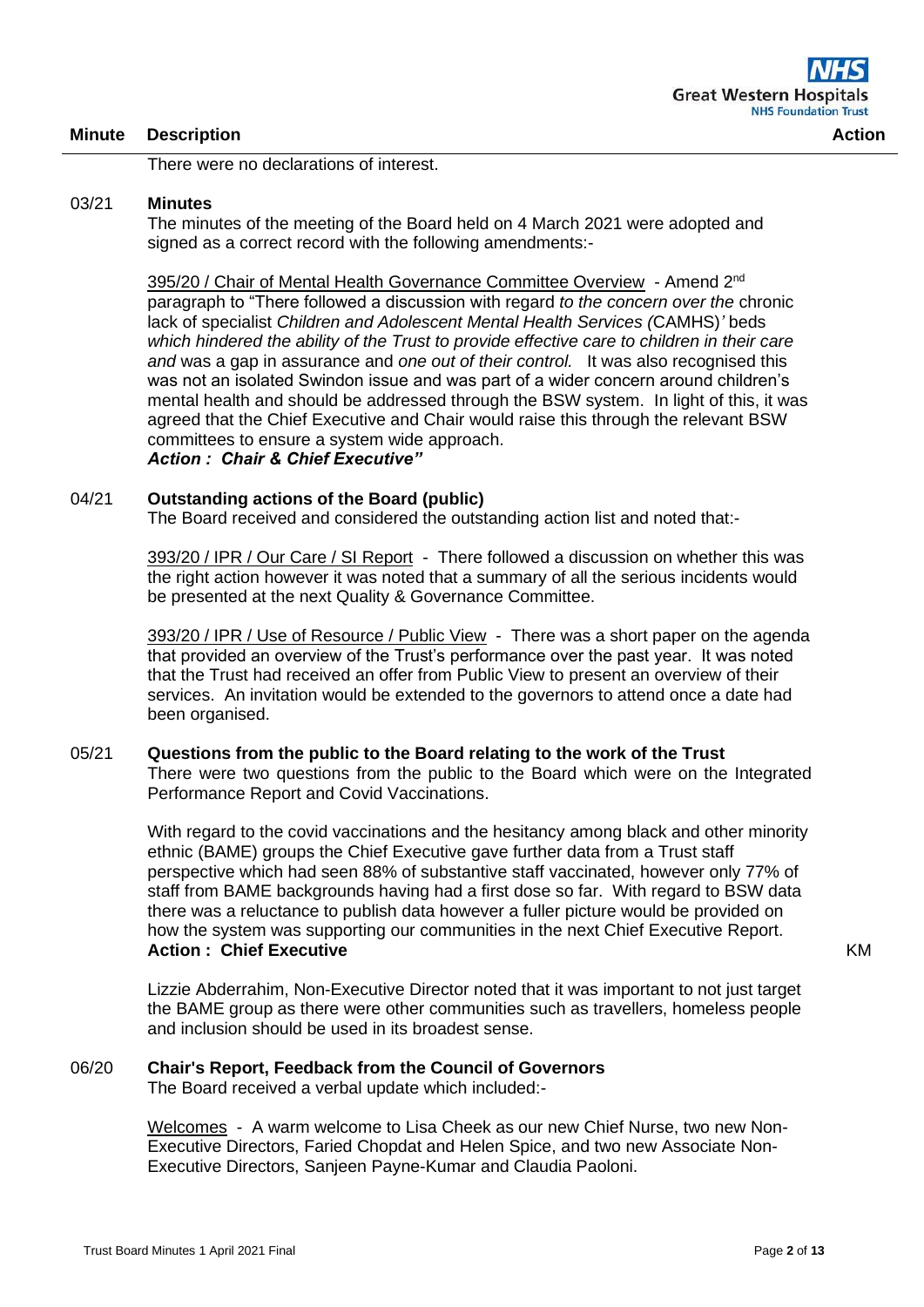| Minute | Description | Action |
|---|---|---|

There were no declarations of interest.

**03/21 Minutes**

The minutes of the meeting of the Board held on 4 March 2021 were adopted and signed as a correct record with the following amendments:-

395/20 / Chair of Mental Health Governance Committee Overview - Amend 2nd paragraph to "There followed a discussion with regard *to the concern over the* chronic lack of specialist *Children and Adolescent Mental Health Services (*CAMHS)*' beds which hindered the ability of the Trust to provide effective care to children in their care and* was a gap in assurance and *one out of their control.* It was also recognised this was not an isolated Swindon issue and was part of a wider concern around children's mental health and should be addressed through the BSW system. In light of this, it was agreed that the Chief Executive and Chair would raise this through the relevant BSW committees to ensure a system wide approach.
***Action : Chair & Chief Executive"***

**04/21 Outstanding actions of the Board (public)**

The Board received and considered the outstanding action list and noted that:-

393/20 / IPR / Our Care / SI Report - There followed a discussion on whether this was the right action however it was noted that a summary of all the serious incidents would be presented at the next Quality & Governance Committee.

393/20 / IPR / Use of Resource / Public View - There was a short paper on the agenda that provided an overview of the Trust's performance over the past year. It was noted that the Trust had received an offer from Public View to present an overview of their services. An invitation would be extended to the governors to attend once a date had been organised.

**05/21 Questions from the public to the Board relating to the work of the Trust**

There were two questions from the public to the Board which were on the Integrated Performance Report and Covid Vaccinations.

With regard to the covid vaccinations and the hesitancy among black and other minority ethnic (BAME) groups the Chief Executive gave further data from a Trust staff perspective which had seen 88% of substantive staff vaccinated, however only 77% of staff from BAME backgrounds having had a first dose so far. With regard to BSW data there was a reluctance to publish data however a fuller picture would be provided on how the system was supporting our communities in the next Chief Executive Report.
**Action : Chief Executive** — KM

Lizzie Abderrahim, Non-Executive Director noted that it was important to not just target the BAME group as there were other communities such as travellers, homeless people and inclusion should be used in its broadest sense.

**06/20 Chair's Report, Feedback from the Council of Governors**

The Board received a verbal update which included:-

Welcomes - A warm welcome to Lisa Cheek as our new Chief Nurse, two new Non-Executive Directors, Faried Chopdat and Helen Spice, and two new Associate Non-Executive Directors, Sanjeen Payne-Kumar and Claudia Paoloni.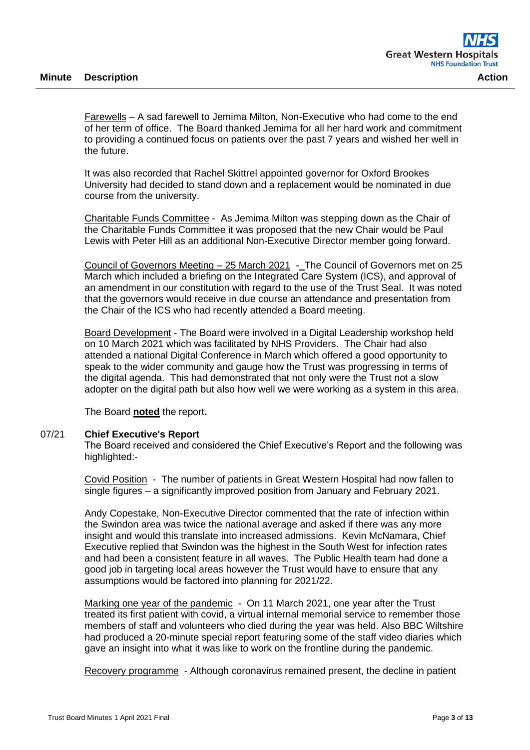| Minute | Description | Action |
|---|---|---|

Farewells – A sad farewell to Jemima Milton, Non-Executive who had come to the end of her term of office. The Board thanked Jemima for all her hard work and commitment to providing a continued focus on patients over the past 7 years and wished her well in the future.

It was also recorded that Rachel Skittrel appointed governor for Oxford Brookes University had decided to stand down and a replacement would be nominated in due course from the university.

Charitable Funds Committee - As Jemima Milton was stepping down as the Chair of the Charitable Funds Committee it was proposed that the new Chair would be Paul Lewis with Peter Hill as an additional Non-Executive Director member going forward.

Council of Governors Meeting – 25 March 2021 - The Council of Governors met on 25 March which included a briefing on the Integrated Care System (ICS), and approval of an amendment in our constitution with regard to the use of the Trust Seal. It was noted that the governors would receive in due course an attendance and presentation from the Chair of the ICS who had recently attended a Board meeting.

Board Development - The Board were involved in a Digital Leadership workshop held on 10 March 2021 which was facilitated by NHS Providers. The Chair had also attended a national Digital Conference in March which offered a good opportunity to speak to the wider community and gauge how the Trust was progressing in terms of the digital agenda. This had demonstrated that not only were the Trust not a slow adopter on the digital path but also how well we were working as a system in this area.

The Board **noted** the report**.**

07/21 **Chief Executive's Report**

The Board received and considered the Chief Executive's Report and the following was highlighted:-

Covid Position - The number of patients in Great Western Hospital had now fallen to single figures – a significantly improved position from January and February 2021.

Andy Copestake, Non-Executive Director commented that the rate of infection within the Swindon area was twice the national average and asked if there was any more insight and would this translate into increased admissions. Kevin McNamara, Chief Executive replied that Swindon was the highest in the South West for infection rates and had been a consistent feature in all waves. The Public Health team had done a good job in targeting local areas however the Trust would have to ensure that any assumptions would be factored into planning for 2021/22.

Marking one year of the pandemic - On 11 March 2021, one year after the Trust treated its first patient with covid, a virtual internal memorial service to remember those members of staff and volunteers who died during the year was held. Also BBC Wiltshire had produced a 20-minute special report featuring some of the staff video diaries which gave an insight into what it was like to work on the frontline during the pandemic.

Recovery programme - Although coronavirus remained present, the decline in patient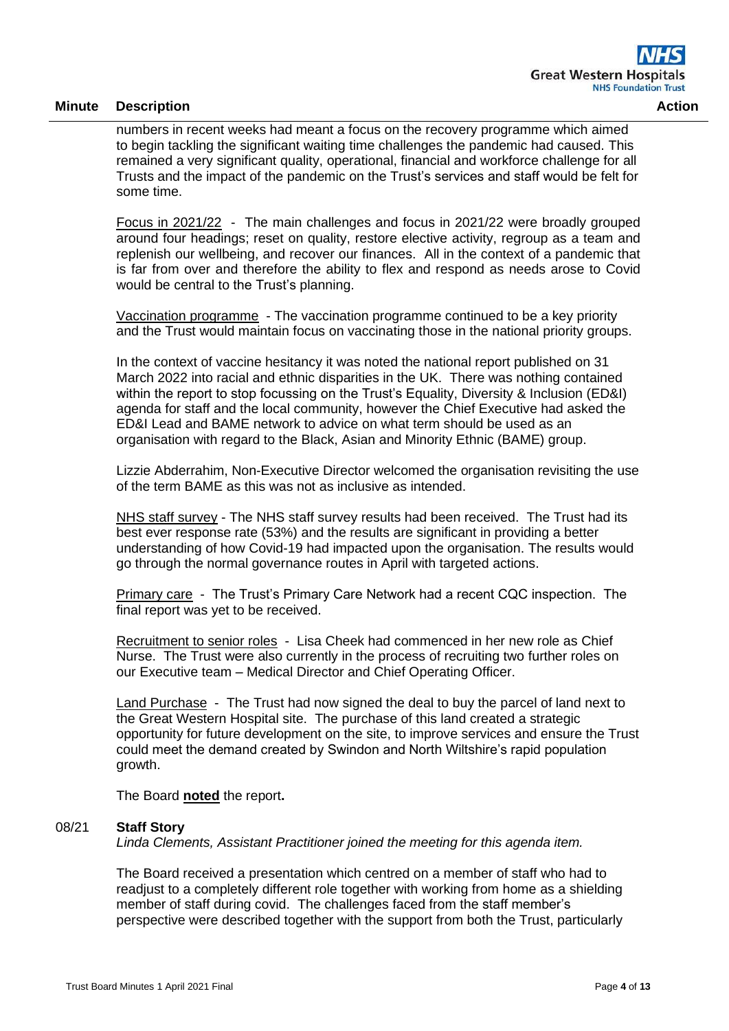| Minute | Description | Action |
|---|---|---|

numbers in recent weeks had meant a focus on the recovery programme which aimed to begin tackling the significant waiting time challenges the pandemic had caused. This remained a very significant quality, operational, financial and workforce challenge for all Trusts and the impact of the pandemic on the Trust's services and staff would be felt for some time.

<u>Focus in 2021/22</u> - The main challenges and focus in 2021/22 were broadly grouped around four headings; reset on quality, restore elective activity, regroup as a team and replenish our wellbeing, and recover our finances. All in the context of a pandemic that is far from over and therefore the ability to flex and respond as needs arose to Covid would be central to the Trust's planning.

<u>Vaccination programme</u> - The vaccination programme continued to be a key priority and the Trust would maintain focus on vaccinating those in the national priority groups.

In the context of vaccine hesitancy it was noted the national report published on 31 March 2022 into racial and ethnic disparities in the UK. There was nothing contained within the report to stop focussing on the Trust's Equality, Diversity & Inclusion (ED&I) agenda for staff and the local community, however the Chief Executive had asked the ED&I Lead and BAME network to advice on what term should be used as an organisation with regard to the Black, Asian and Minority Ethnic (BAME) group.

Lizzie Abderrahim, Non-Executive Director welcomed the organisation revisiting the use of the term BAME as this was not as inclusive as intended.

<u>NHS staff survey</u> - The NHS staff survey results had been received. The Trust had its best ever response rate (53%) and the results are significant in providing a better understanding of how Covid-19 had impacted upon the organisation. The results would go through the normal governance routes in April with targeted actions.

<u>Primary care</u> - The Trust's Primary Care Network had a recent CQC inspection. The final report was yet to be received.

<u>Recruitment to senior roles</u> - Lisa Cheek had commenced in her new role as Chief Nurse. The Trust were also currently in the process of recruiting two further roles on our Executive team – Medical Director and Chief Operating Officer.

<u>Land Purchase</u> - The Trust had now signed the deal to buy the parcel of land next to the Great Western Hospital site. The purchase of this land created a strategic opportunity for future development on the site, to improve services and ensure the Trust could meet the demand created by Swindon and North Wiltshire's rapid population growth.

The Board **<u>noted</u>** the report**.**

**08/21 Staff Story**

*Linda Clements, Assistant Practitioner joined the meeting for this agenda item.*

The Board received a presentation which centred on a member of staff who had to readjust to a completely different role together with working from home as a shielding member of staff during covid. The challenges faced from the staff member's perspective were described together with the support from both the Trust, particularly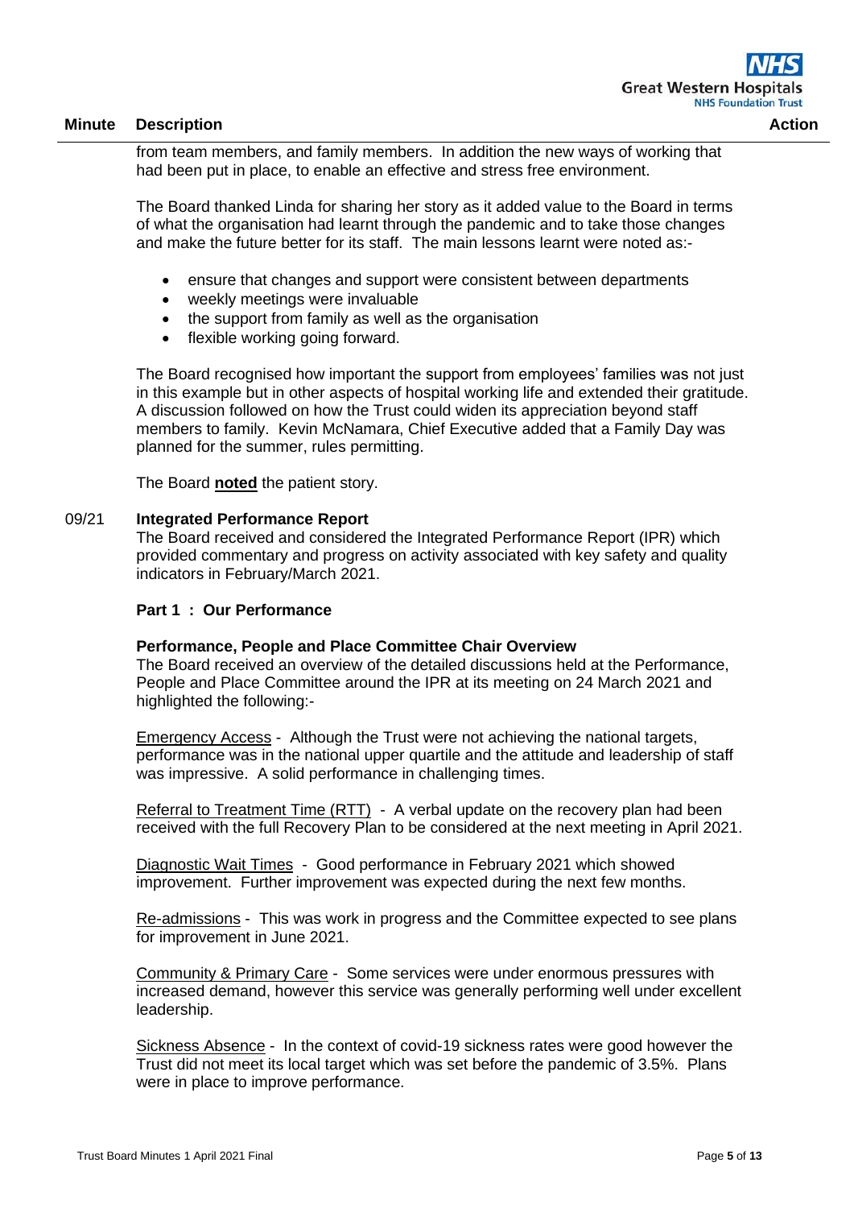| Minute | Description | Action |
|---|---|---|

from team members, and family members. In addition the new ways of working that had been put in place, to enable an effective and stress free environment.

The Board thanked Linda for sharing her story as it added value to the Board in terms of what the organisation had learnt through the pandemic and to take those changes and make the future better for its staff. The main lessons learnt were noted as:-

- ensure that changes and support were consistent between departments
- weekly meetings were invaluable
- the support from family as well as the organisation
- flexible working going forward.

The Board recognised how important the support from employees' families was not just in this example but in other aspects of hospital working life and extended their gratitude. A discussion followed on how the Trust could widen its appreciation beyond staff members to family. Kevin McNamara, Chief Executive added that a Family Day was planned for the summer, rules permitting.

The Board **noted** the patient story.

09/21 **Integrated Performance Report**

The Board received and considered the Integrated Performance Report (IPR) which provided commentary and progress on activity associated with key safety and quality indicators in February/March 2021.

**Part 1 : Our Performance**

**Performance, People and Place Committee Chair Overview**

The Board received an overview of the detailed discussions held at the Performance, People and Place Committee around the IPR at its meeting on 24 March 2021 and highlighted the following:-

Emergency Access - Although the Trust were not achieving the national targets, performance was in the national upper quartile and the attitude and leadership of staff was impressive. A solid performance in challenging times.

Referral to Treatment Time (RTT) - A verbal update on the recovery plan had been received with the full Recovery Plan to be considered at the next meeting in April 2021.

Diagnostic Wait Times - Good performance in February 2021 which showed improvement. Further improvement was expected during the next few months.

Re-admissions - This was work in progress and the Committee expected to see plans for improvement in June 2021.

Community & Primary Care - Some services were under enormous pressures with increased demand, however this service was generally performing well under excellent leadership.

Sickness Absence - In the context of covid-19 sickness rates were good however the Trust did not meet its local target which was set before the pandemic of 3.5%. Plans were in place to improve performance.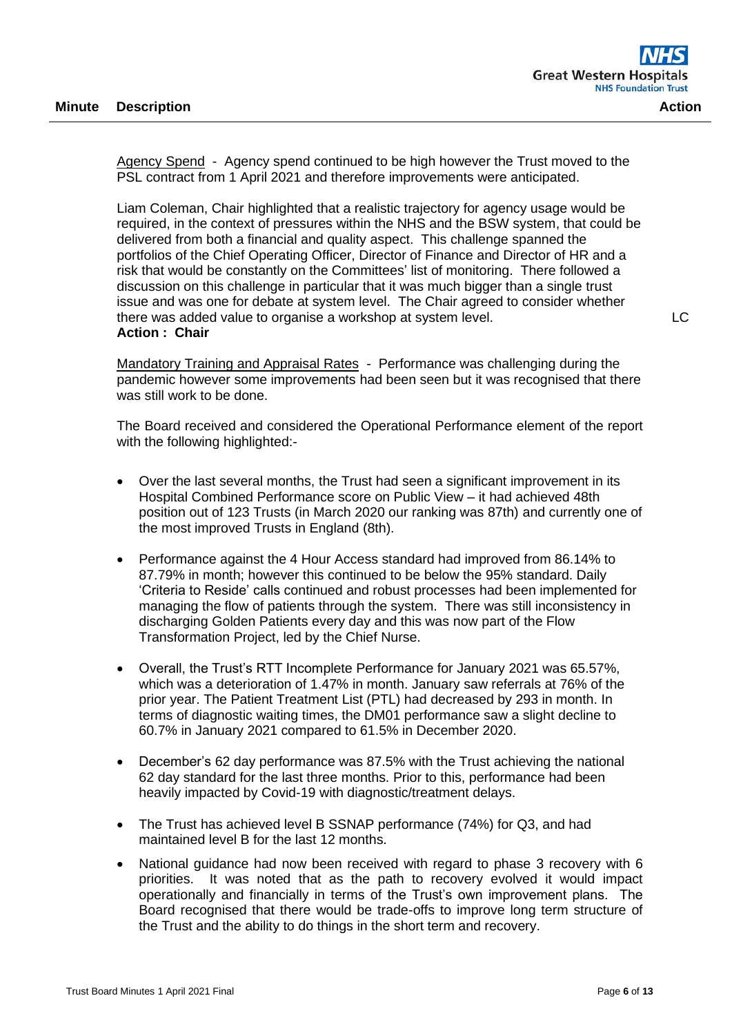| Minute | Description | Action |
|---|---|---|

Agency Spend - Agency spend continued to be high however the Trust moved to the PSL contract from 1 April 2021 and therefore improvements were anticipated.

Liam Coleman, Chair highlighted that a realistic trajectory for agency usage would be required, in the context of pressures within the NHS and the BSW system, that could be delivered from both a financial and quality aspect. This challenge spanned the portfolios of the Chief Operating Officer, Director of Finance and Director of HR and a risk that would be constantly on the Committees' list of monitoring. There followed a discussion on this challenge in particular that it was much bigger than a single trust issue and was one for debate at system level. The Chair agreed to consider whether there was added value to organise a workshop at system level. LC
**Action : Chair**

Mandatory Training and Appraisal Rates - Performance was challenging during the pandemic however some improvements had been seen but it was recognised that there was still work to be done.

The Board received and considered the Operational Performance element of the report with the following highlighted:-

- Over the last several months, the Trust had seen a significant improvement in its Hospital Combined Performance score on Public View – it had achieved 48th position out of 123 Trusts (in March 2020 our ranking was 87th) and currently one of the most improved Trusts in England (8th).

- Performance against the 4 Hour Access standard had improved from 86.14% to 87.79% in month; however this continued to be below the 95% standard. Daily 'Criteria to Reside' calls continued and robust processes had been implemented for managing the flow of patients through the system. There was still inconsistency in discharging Golden Patients every day and this was now part of the Flow Transformation Project, led by the Chief Nurse.

- Overall, the Trust's RTT Incomplete Performance for January 2021 was 65.57%, which was a deterioration of 1.47% in month. January saw referrals at 76% of the prior year. The Patient Treatment List (PTL) had decreased by 293 in month. In terms of diagnostic waiting times, the DM01 performance saw a slight decline to 60.7% in January 2021 compared to 61.5% in December 2020.

- December's 62 day performance was 87.5% with the Trust achieving the national 62 day standard for the last three months. Prior to this, performance had been heavily impacted by Covid-19 with diagnostic/treatment delays.

- The Trust has achieved level B SSNAP performance (74%) for Q3, and had maintained level B for the last 12 months.

- National guidance had now been received with regard to phase 3 recovery with 6 priorities. It was noted that as the path to recovery evolved it would impact operationally and financially in terms of the Trust's own improvement plans. The Board recognised that there would be trade-offs to improve long term structure of the Trust and the ability to do things in the short term and recovery.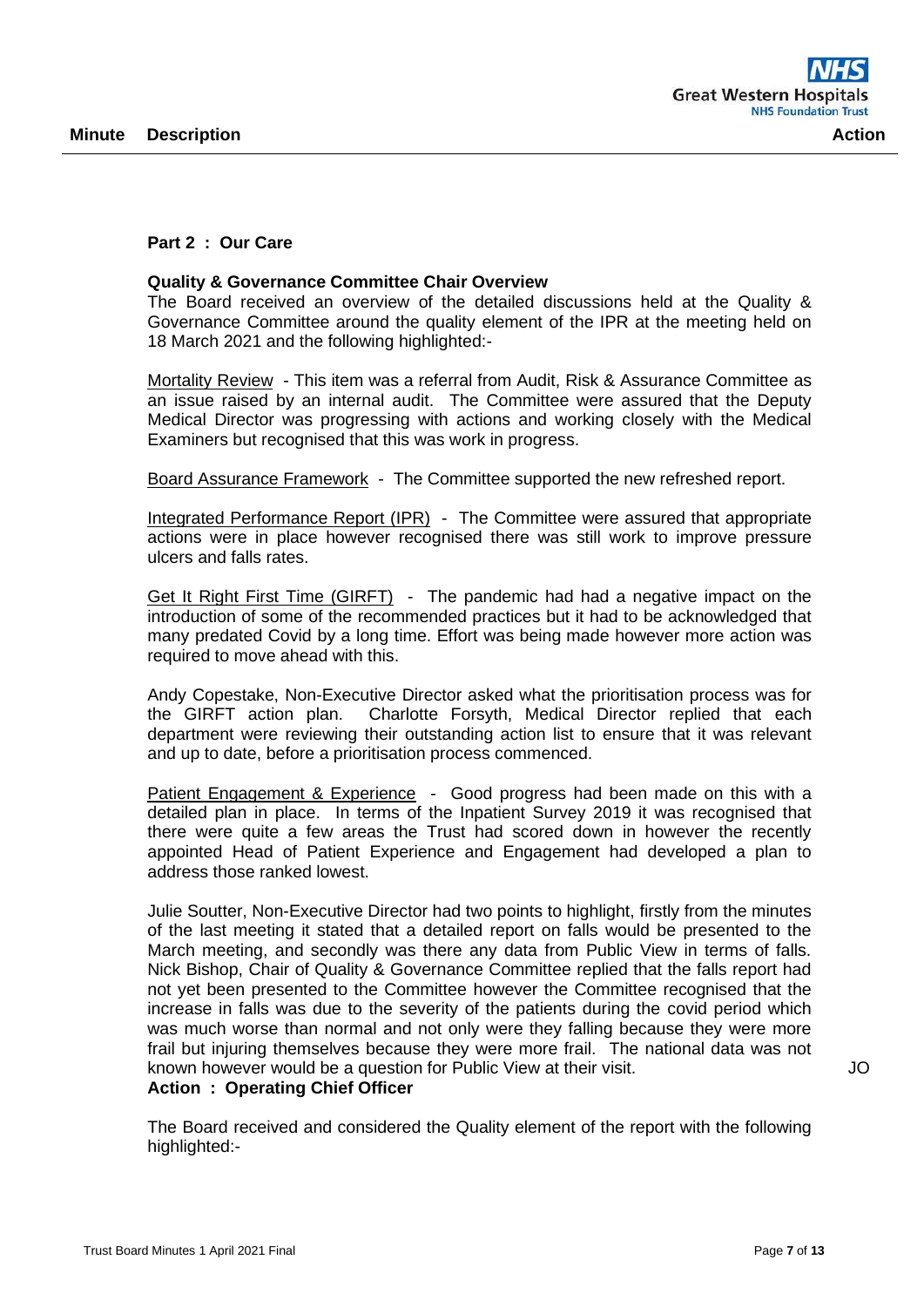**Part 2 : Our Care**

**Quality & Governance Committee Chair Overview**

The Board received an overview of the detailed discussions held at the Quality & Governance Committee around the quality element of the IPR at the meeting held on 18 March 2021 and the following highlighted:-

Mortality Review - This item was a referral from Audit, Risk & Assurance Committee as an issue raised by an internal audit. The Committee were assured that the Deputy Medical Director was progressing with actions and working closely with the Medical Examiners but recognised that this was work in progress.

Board Assurance Framework - The Committee supported the new refreshed report.

Integrated Performance Report (IPR) - The Committee were assured that appropriate actions were in place however recognised there was still work to improve pressure ulcers and falls rates.

Get It Right First Time (GIRFT) - The pandemic had had a negative impact on the introduction of some of the recommended practices but it had to be acknowledged that many predated Covid by a long time. Effort was being made however more action was required to move ahead with this.

Andy Copestake, Non-Executive Director asked what the prioritisation process was for the GIRFT action plan. Charlotte Forsyth, Medical Director replied that each department were reviewing their outstanding action list to ensure that it was relevant and up to date, before a prioritisation process commenced.

Patient Engagement & Experience - Good progress had been made on this with a detailed plan in place. In terms of the Inpatient Survey 2019 it was recognised that there were quite a few areas the Trust had scored down in however the recently appointed Head of Patient Experience and Engagement had developed a plan to address those ranked lowest.

Julie Soutter, Non-Executive Director had two points to highlight, firstly from the minutes of the last meeting it stated that a detailed report on falls would be presented to the March meeting, and secondly was there any data from Public View in terms of falls. Nick Bishop, Chair of Quality & Governance Committee replied that the falls report had not yet been presented to the Committee however the Committee recognised that the increase in falls was due to the severity of the patients during the covid period which was much worse than normal and not only were they falling because they were more frail but injuring themselves because they were more frail. The national data was not known however would be a question for Public View at their visit. JO

**Action : Operating Chief Officer**

The Board received and considered the Quality element of the report with the following highlighted:-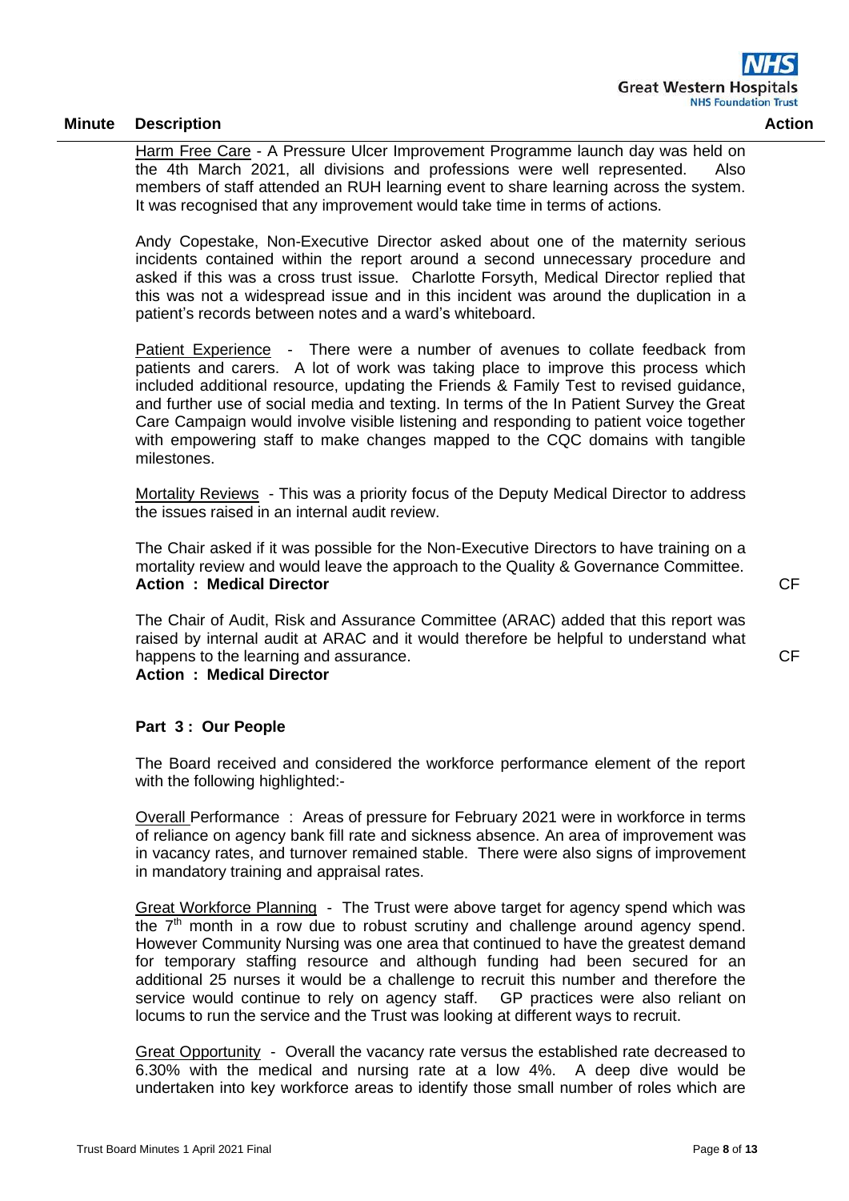| Minute | Description | Action |
|---|---|---|
| | Harm Free Care - A Pressure Ulcer Improvement Programme launch day was held on the 4th March 2021, all divisions and professions were well represented. Also members of staff attended an RUH learning event to share learning across the system. It was recognised that any improvement would take time in terms of actions. | |
| | Andy Copestake, Non-Executive Director asked about one of the maternity serious incidents contained within the report around a second unnecessary procedure and asked if this was a cross trust issue. Charlotte Forsyth, Medical Director replied that this was not a widespread issue and in this incident was around the duplication in a patient's records between notes and a ward's whiteboard. | |
| | Patient Experience - There were a number of avenues to collate feedback from patients and carers. A lot of work was taking place to improve this process which included additional resource, updating the Friends & Family Test to revised guidance, and further use of social media and texting. In terms of the In Patient Survey the Great Care Campaign would involve visible listening and responding to patient voice together with empowering staff to make changes mapped to the CQC domains with tangible milestones. | |
| | Mortality Reviews - This was a priority focus of the Deputy Medical Director to address the issues raised in an internal audit review. | |
| | The Chair asked if it was possible for the Non-Executive Directors to have training on a mortality review and would leave the approach to the Quality & Governance Committee. **Action : Medical Director** | CF |
| | The Chair of Audit, Risk and Assurance Committee (ARAC) added that this report was raised by internal audit at ARAC and it would therefore be helpful to understand what happens to the learning and assurance. **Action : Medical Director** | CF |
| | **Part 3 : Our People** | |
| | The Board received and considered the workforce performance element of the report with the following highlighted:- | |
| | Overall Performance : Areas of pressure for February 2021 were in workforce in terms of reliance on agency bank fill rate and sickness absence. An area of improvement was in vacancy rates, and turnover remained stable. There were also signs of improvement in mandatory training and appraisal rates. | |
| | Great Workforce Planning - The Trust were above target for agency spend which was the 7th month in a row due to robust scrutiny and challenge around agency spend. However Community Nursing was one area that continued to have the greatest demand for temporary staffing resource and although funding had been secured for an additional 25 nurses it would be a challenge to recruit this number and therefore the service would continue to rely on agency staff. GP practices were also reliant on locums to run the service and the Trust was looking at different ways to recruit. | |
| | Great Opportunity - Overall the vacancy rate versus the established rate decreased to 6.30% with the medical and nursing rate at a low 4%. A deep dive would be undertaken into key workforce areas to identify those small number of roles which are | |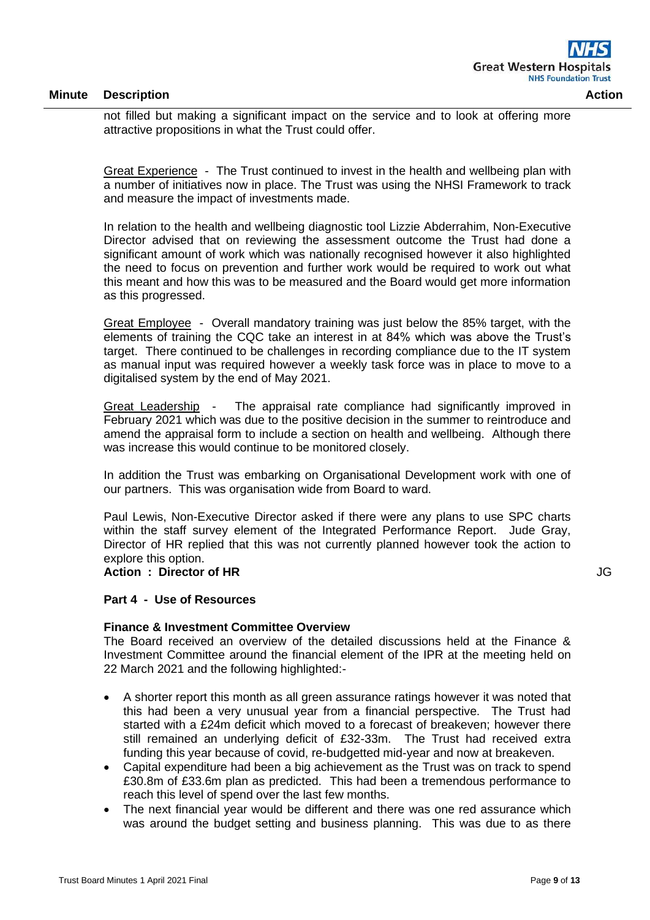not filled but making a significant impact on the service and to look at offering more attractive propositions in what the Trust could offer.

Great Experience - The Trust continued to invest in the health and wellbeing plan with a number of initiatives now in place. The Trust was using the NHSI Framework to track and measure the impact of investments made.

In relation to the health and wellbeing diagnostic tool Lizzie Abderrahim, Non-Executive Director advised that on reviewing the assessment outcome the Trust had done a significant amount of work which was nationally recognised however it also highlighted the need to focus on prevention and further work would be required to work out what this meant and how this was to be measured and the Board would get more information as this progressed.

Great Employee - Overall mandatory training was just below the 85% target, with the elements of training the CQC take an interest in at 84% which was above the Trust's target. There continued to be challenges in recording compliance due to the IT system as manual input was required however a weekly task force was in place to move to a digitalised system by the end of May 2021.

Great Leadership - The appraisal rate compliance had significantly improved in February 2021 which was due to the positive decision in the summer to reintroduce and amend the appraisal form to include a section on health and wellbeing. Although there was increase this would continue to be monitored closely.

In addition the Trust was embarking on Organisational Development work with one of our partners. This was organisation wide from Board to ward.

Paul Lewis, Non-Executive Director asked if there were any plans to use SPC charts within the staff survey element of the Integrated Performance Report. Jude Gray, Director of HR replied that this was not currently planned however took the action to explore this option.

**Action : Director of HR** — JG

**Part 4 - Use of Resources**

**Finance & Investment Committee Overview**

The Board received an overview of the detailed discussions held at the Finance & Investment Committee around the financial element of the IPR at the meeting held on 22 March 2021 and the following highlighted:-

- A shorter report this month as all green assurance ratings however it was noted that this had been a very unusual year from a financial perspective. The Trust had started with a £24m deficit which moved to a forecast of breakeven; however there still remained an underlying deficit of £32-33m. The Trust had received extra funding this year because of covid, re-budgetted mid-year and now at breakeven.
- Capital expenditure had been a big achievement as the Trust was on track to spend £30.8m of £33.6m plan as predicted. This had been a tremendous performance to reach this level of spend over the last few months.
- The next financial year would be different and there was one red assurance which was around the budget setting and business planning. This was due to as there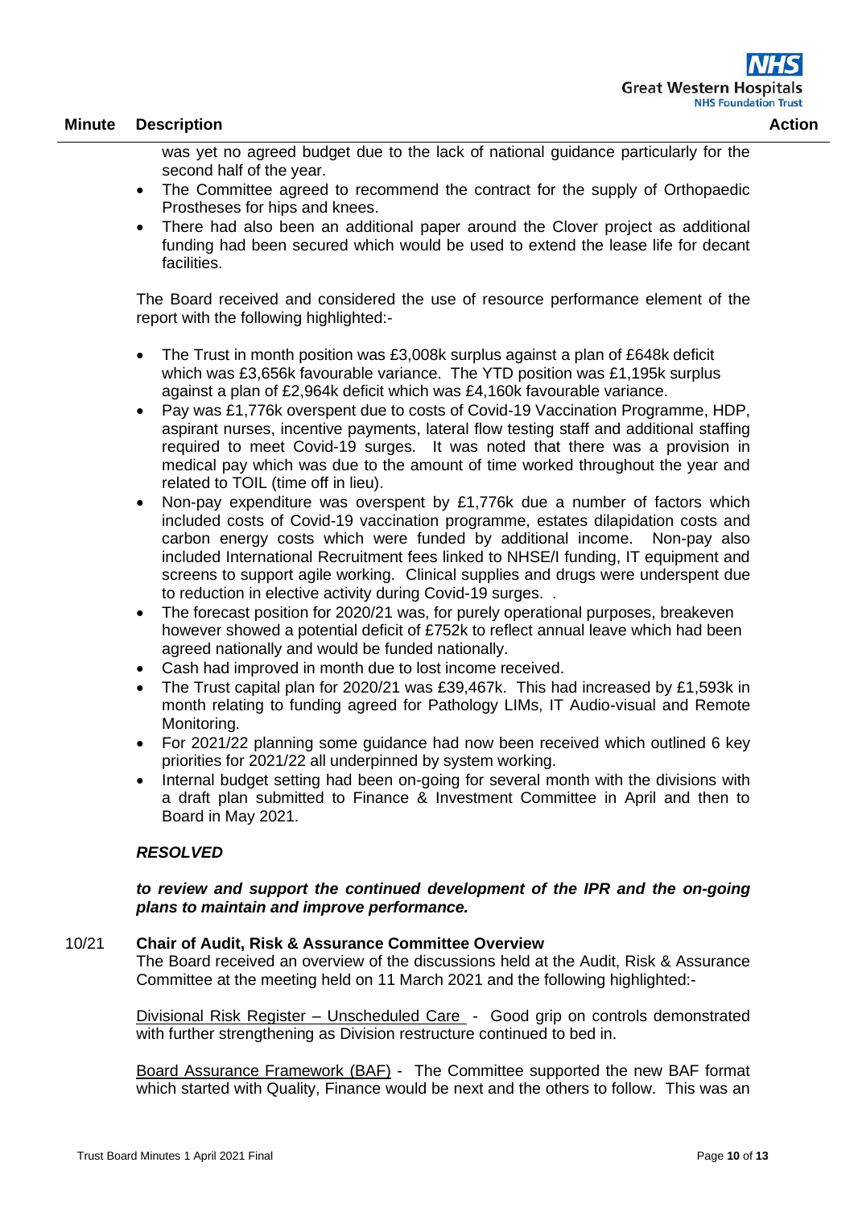| Minute | Description | Action |
|---|---|---|

was yet no agreed budget due to the lack of national guidance particularly for the second half of the year.

- The Committee agreed to recommend the contract for the supply of Orthopaedic Prostheses for hips and knees.
- There had also been an additional paper around the Clover project as additional funding had been secured which would be used to extend the lease life for decant facilities.

The Board received and considered the use of resource performance element of the report with the following highlighted:-

- The Trust in month position was £3,008k surplus against a plan of £648k deficit which was £3,656k favourable variance. The YTD position was £1,195k surplus against a plan of £2,964k deficit which was £4,160k favourable variance.
- Pay was £1,776k overspent due to costs of Covid-19 Vaccination Programme, HDP, aspirant nurses, incentive payments, lateral flow testing staff and additional staffing required to meet Covid-19 surges. It was noted that there was a provision in medical pay which was due to the amount of time worked throughout the year and related to TOIL (time off in lieu).
- Non-pay expenditure was overspent by £1,776k due a number of factors which included costs of Covid-19 vaccination programme, estates dilapidation costs and carbon energy costs which were funded by additional income. Non-pay also included International Recruitment fees linked to NHSE/I funding, IT equipment and screens to support agile working. Clinical supplies and drugs were underspent due to reduction in elective activity during Covid-19 surges. .
- The forecast position for 2020/21 was, for purely operational purposes, breakeven however showed a potential deficit of £752k to reflect annual leave which had been agreed nationally and would be funded nationally.
- Cash had improved in month due to lost income received.
- The Trust capital plan for 2020/21 was £39,467k. This had increased by £1,593k in month relating to funding agreed for Pathology LIMs, IT Audio-visual and Remote Monitoring.
- For 2021/22 planning some guidance had now been received which outlined 6 key priorities for 2021/22 all underpinned by system working.
- Internal budget setting had been on-going for several month with the divisions with a draft plan submitted to Finance & Investment Committee in April and then to Board in May 2021.

***RESOLVED***

***to review and support the continued development of the IPR and the on-going plans to maintain and improve performance.***

**10/21 Chair of Audit, Risk & Assurance Committee Overview**

The Board received an overview of the discussions held at the Audit, Risk & Assurance Committee at the meeting held on 11 March 2021 and the following highlighted:-

Divisional Risk Register – Unscheduled Care - Good grip on controls demonstrated with further strengthening as Division restructure continued to bed in.

Board Assurance Framework (BAF) - The Committee supported the new BAF format which started with Quality, Finance would be next and the others to follow. This was an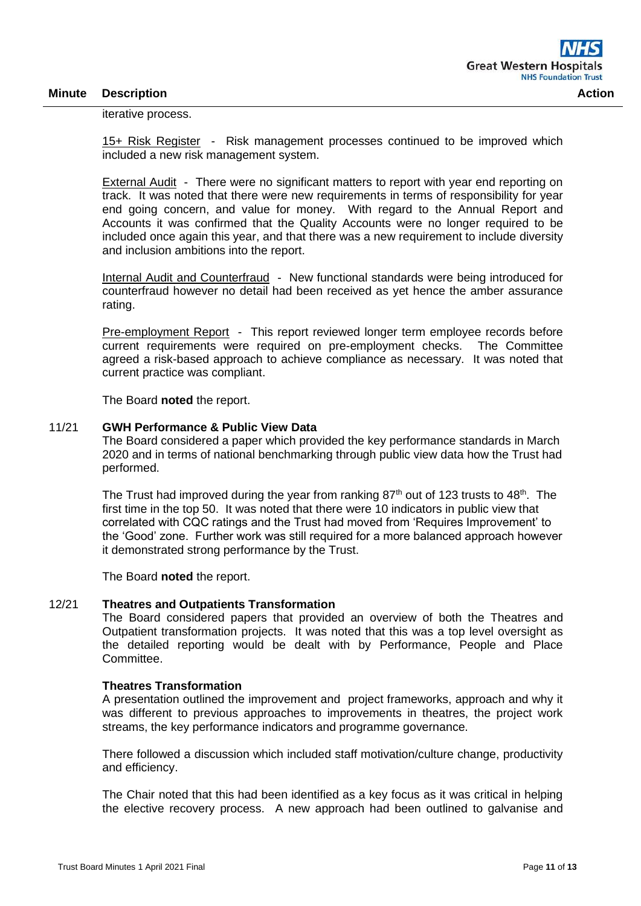| Minute | Description | Action |
|---|---|---|

iterative process.

15+ Risk Register - Risk management processes continued to be improved which included a new risk management system.

External Audit - There were no significant matters to report with year end reporting on track. It was noted that there were new requirements in terms of responsibility for year end going concern, and value for money. With regard to the Annual Report and Accounts it was confirmed that the Quality Accounts were no longer required to be included once again this year, and that there was a new requirement to include diversity and inclusion ambitions into the report.

Internal Audit and Counterfraud - New functional standards were being introduced for counterfraud however no detail had been received as yet hence the amber assurance rating.

Pre-employment Report - This report reviewed longer term employee records before current requirements were required on pre-employment checks. The Committee agreed a risk-based approach to achieve compliance as necessary. It was noted that current practice was compliant.

The Board **noted** the report.

**11/21 GWH Performance & Public View Data**

The Board considered a paper which provided the key performance standards in March 2020 and in terms of national benchmarking through public view data how the Trust had performed.

The Trust had improved during the year from ranking 87th out of 123 trusts to 48th. The first time in the top 50. It was noted that there were 10 indicators in public view that correlated with CQC ratings and the Trust had moved from 'Requires Improvement' to the 'Good' zone. Further work was still required for a more balanced approach however it demonstrated strong performance by the Trust.

The Board **noted** the report.

**12/21 Theatres and Outpatients Transformation**

The Board considered papers that provided an overview of both the Theatres and Outpatient transformation projects. It was noted that this was a top level oversight as the detailed reporting would be dealt with by Performance, People and Place Committee.

**Theatres Transformation**

A presentation outlined the improvement and project frameworks, approach and why it was different to previous approaches to improvements in theatres, the project work streams, the key performance indicators and programme governance.

There followed a discussion which included staff motivation/culture change, productivity and efficiency.

The Chair noted that this had been identified as a key focus as it was critical in helping the elective recovery process. A new approach had been outlined to galvanise and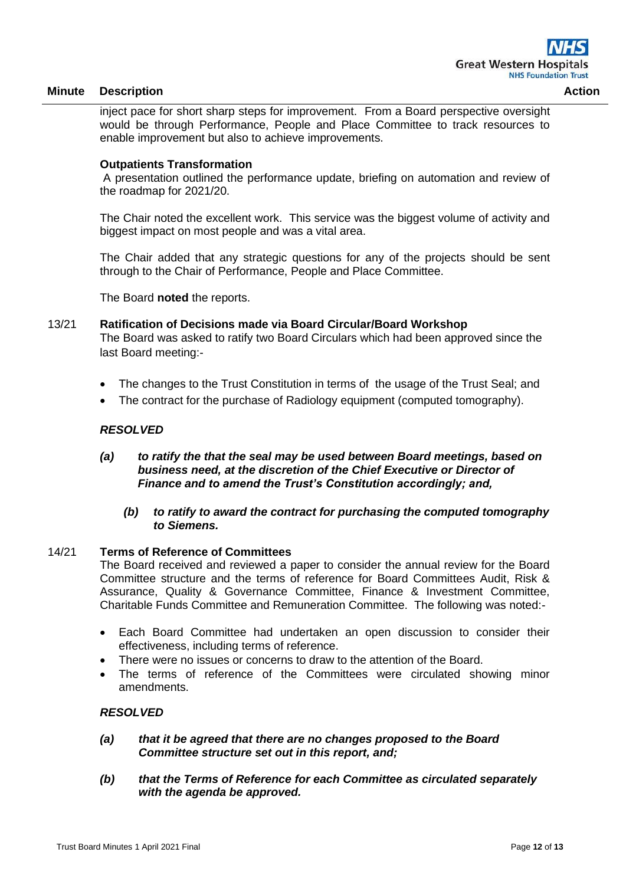| Minute | Description | Action |
|---|---|---|

inject pace for short sharp steps for improvement. From a Board perspective oversight would be through Performance, People and Place Committee to track resources to enable improvement but also to achieve improvements.

**Outpatients Transformation**

A presentation outlined the performance update, briefing on automation and review of the roadmap for 2021/20.

The Chair noted the excellent work. This service was the biggest volume of activity and biggest impact on most people and was a vital area.

The Chair added that any strategic questions for any of the projects should be sent through to the Chair of Performance, People and Place Committee.

The Board **noted** the reports.

13/21 **Ratification of Decisions made via Board Circular/Board Workshop**

The Board was asked to ratify two Board Circulars which had been approved since the last Board meeting:-

- The changes to the Trust Constitution in terms of the usage of the Trust Seal; and
- The contract for the purchase of Radiology equipment (computed tomography).

***RESOLVED***

***(a) to ratify the that the seal may be used between Board meetings, based on business need, at the discretion of the Chief Executive or Director of Finance and to amend the Trust's Constitution accordingly; and,***

***(b) to ratify to award the contract for purchasing the computed tomography to Siemens.***

14/21 **Terms of Reference of Committees**

The Board received and reviewed a paper to consider the annual review for the Board Committee structure and the terms of reference for Board Committees Audit, Risk & Assurance, Quality & Governance Committee, Finance & Investment Committee, Charitable Funds Committee and Remuneration Committee. The following was noted:-

- Each Board Committee had undertaken an open discussion to consider their effectiveness, including terms of reference.
- There were no issues or concerns to draw to the attention of the Board.
- The terms of reference of the Committees were circulated showing minor amendments.

***RESOLVED***

***(a) that it be agreed that there are no changes proposed to the Board Committee structure set out in this report, and;***

***(b) that the Terms of Reference for each Committee as circulated separately with the agenda be approved.***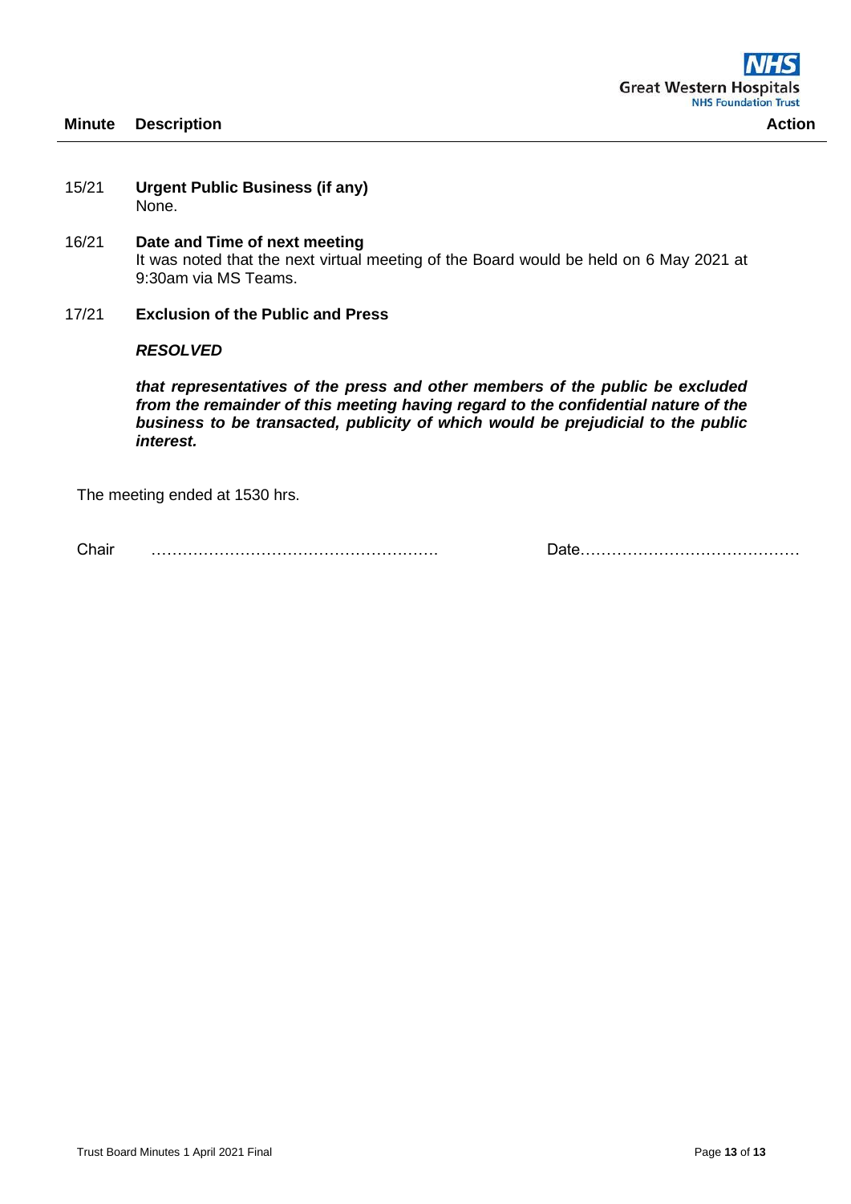| Minute | Description | Action |
|---|---|---|
| 15/21 | **Urgent Public Business (if any)**<br>None. | |
| 16/21 | **Date and Time of next meeting**<br>It was noted that the next virtual meeting of the Board would be held on 6 May 2021 at 9:30am via MS Teams. | |
| 17/21 | **Exclusion of the Public and Press**<br><br>***RESOLVED***<br><br>***that representatives of the press and other members of the public be excluded from the remainder of this meeting having regard to the confidential nature of the business to be transacted, publicity of which would be prejudicial to the public interest.*** | |

The meeting ended at 1530 hrs.

Chair ………………………………………………  Date……………………………………